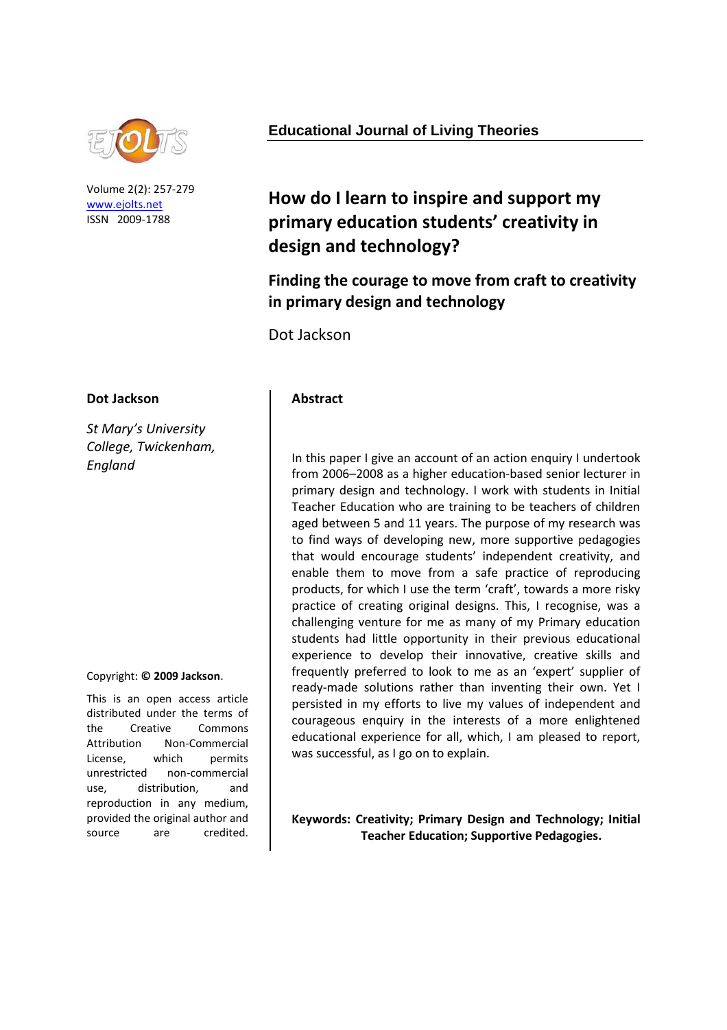Educational Journal of Living Theories

Volume 2(2): 257-279
www.ejolts.net
ISSN 2009-1788

# How do I learn to inspire and support my primary education students' creativity in design and technology?

## Finding the courage to move from craft to creativity in primary design and technology

Dot Jackson

**Dot Jackson**

*St Mary's University College, Twickenham, England*

Copyright: **© 2009 Jackson**.

This is an open access article distributed under the terms of the Creative Commons Attribution Non-Commercial License, which permits unrestricted non-commercial use, distribution, and reproduction in any medium, provided the original author and source are credited.

### Abstract

In this paper I give an account of an action enquiry I undertook from 2006–2008 as a higher education-based senior lecturer in primary design and technology. I work with students in Initial Teacher Education who are training to be teachers of children aged between 5 and 11 years. The purpose of my research was to find ways of developing new, more supportive pedagogies that would encourage students' independent creativity, and enable them to move from a safe practice of reproducing products, for which I use the term 'craft', towards a more risky practice of creating original designs. This, I recognise, was a challenging venture for me as many of my Primary education students had little opportunity in their previous educational experience to develop their innovative, creative skills and frequently preferred to look to me as an 'expert' supplier of ready-made solutions rather than inventing their own. Yet I persisted in my efforts to live my values of independent and courageous enquiry in the interests of a more enlightened educational experience for all, which, I am pleased to report, was successful, as I go on to explain.

**Keywords: Creativity; Primary Design and Technology; Initial Teacher Education; Supportive Pedagogies.**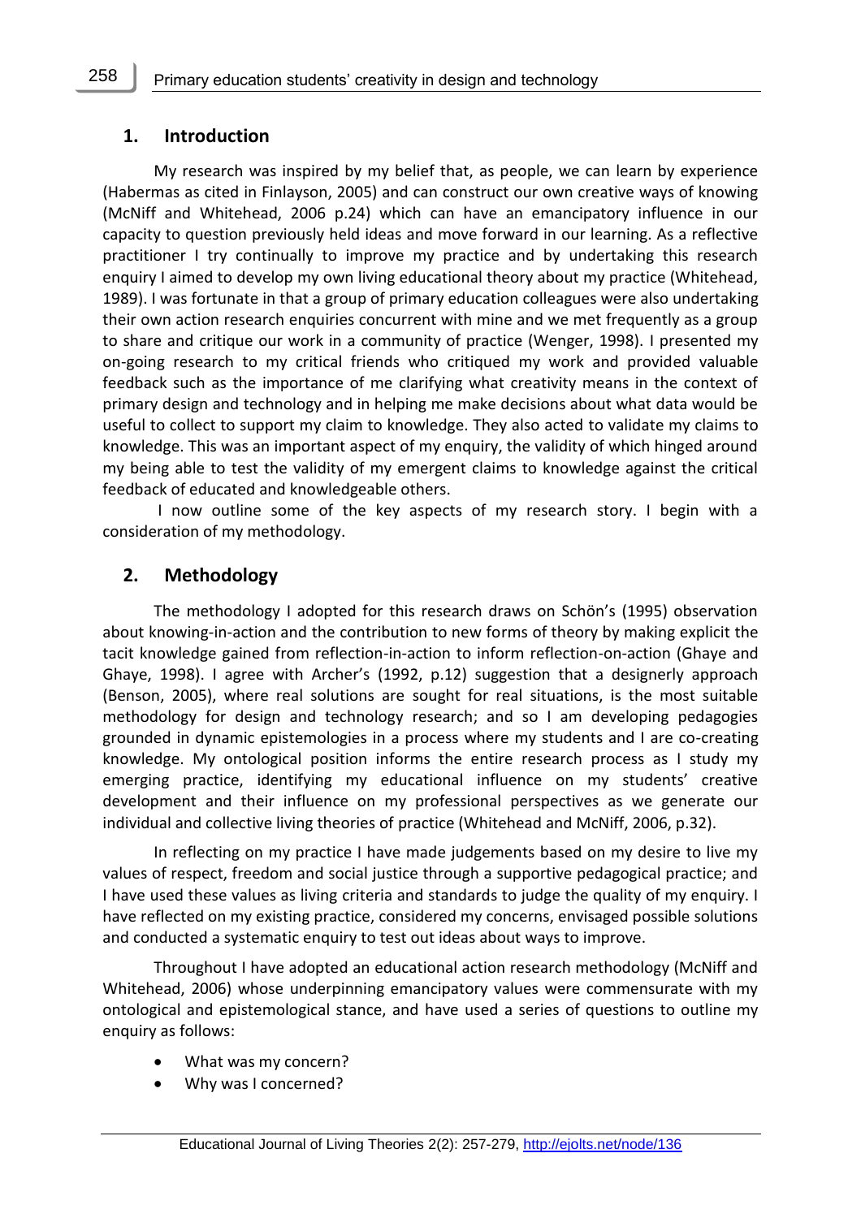## 1. Introduction

My research was inspired by my belief that, as people, we can learn by experience (Habermas as cited in Finlayson, 2005) and can construct our own creative ways of knowing (McNiff and Whitehead, 2006 p.24) which can have an emancipatory influence in our capacity to question previously held ideas and move forward in our learning. As a reflective practitioner I try continually to improve my practice and by undertaking this research enquiry I aimed to develop my own living educational theory about my practice (Whitehead, 1989). I was fortunate in that a group of primary education colleagues were also undertaking their own action research enquiries concurrent with mine and we met frequently as a group to share and critique our work in a community of practice (Wenger, 1998). I presented my on-going research to my critical friends who critiqued my work and provided valuable feedback such as the importance of me clarifying what creativity means in the context of primary design and technology and in helping me make decisions about what data would be useful to collect to support my claim to knowledge. They also acted to validate my claims to knowledge. This was an important aspect of my enquiry, the validity of which hinged around my being able to test the validity of my emergent claims to knowledge against the critical feedback of educated and knowledgeable others.

I now outline some of the key aspects of my research story. I begin with a consideration of my methodology.

## 2. Methodology

The methodology I adopted for this research draws on Schön's (1995) observation about knowing-in-action and the contribution to new forms of theory by making explicit the tacit knowledge gained from reflection-in-action to inform reflection-on-action (Ghaye and Ghaye, 1998). I agree with Archer's (1992, p.12) suggestion that a designerly approach (Benson, 2005), where real solutions are sought for real situations, is the most suitable methodology for design and technology research; and so I am developing pedagogies grounded in dynamic epistemologies in a process where my students and I are co-creating knowledge. My ontological position informs the entire research process as I study my emerging practice, identifying my educational influence on my students' creative development and their influence on my professional perspectives as we generate our individual and collective living theories of practice (Whitehead and McNiff, 2006, p.32).

In reflecting on my practice I have made judgements based on my desire to live my values of respect, freedom and social justice through a supportive pedagogical practice; and I have used these values as living criteria and standards to judge the quality of my enquiry. I have reflected on my existing practice, considered my concerns, envisaged possible solutions and conducted a systematic enquiry to test out ideas about ways to improve.

Throughout I have adopted an educational action research methodology (McNiff and Whitehead, 2006) whose underpinning emancipatory values were commensurate with my ontological and epistemological stance, and have used a series of questions to outline my enquiry as follows:

- What was my concern?
- Why was I concerned?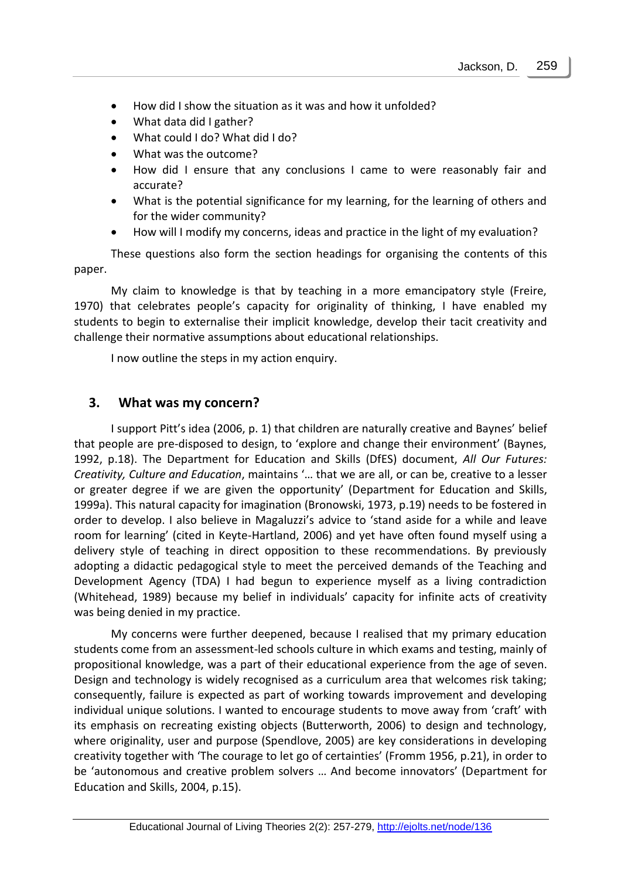- How did I show the situation as it was and how it unfolded?
- What data did I gather?
- What could I do? What did I do?
- What was the outcome?
- How did I ensure that any conclusions I came to were reasonably fair and accurate?
- What is the potential significance for my learning, for the learning of others and for the wider community?
- How will I modify my concerns, ideas and practice in the light of my evaluation?

These questions also form the section headings for organising the contents of this paper.

My claim to knowledge is that by teaching in a more emancipatory style (Freire, 1970) that celebrates people's capacity for originality of thinking, I have enabled my students to begin to externalise their implicit knowledge, develop their tacit creativity and challenge their normative assumptions about educational relationships.

I now outline the steps in my action enquiry.

## 3. What was my concern?

I support Pitt's idea (2006, p. 1) that children are naturally creative and Baynes' belief that people are pre-disposed to design, to 'explore and change their environment' (Baynes, 1992, p.18). The Department for Education and Skills (DfES) document, *All Our Futures: Creativity, Culture and Education*, maintains '… that we are all, or can be, creative to a lesser or greater degree if we are given the opportunity' (Department for Education and Skills, 1999a). This natural capacity for imagination (Bronowski, 1973, p.19) needs to be fostered in order to develop. I also believe in Magaluzzi's advice to 'stand aside for a while and leave room for learning' (cited in Keyte-Hartland, 2006) and yet have often found myself using a delivery style of teaching in direct opposition to these recommendations. By previously adopting a didactic pedagogical style to meet the perceived demands of the Teaching and Development Agency (TDA) I had begun to experience myself as a living contradiction (Whitehead, 1989) because my belief in individuals' capacity for infinite acts of creativity was being denied in my practice.

My concerns were further deepened, because I realised that my primary education students come from an assessment-led schools culture in which exams and testing, mainly of propositional knowledge, was a part of their educational experience from the age of seven. Design and technology is widely recognised as a curriculum area that welcomes risk taking; consequently, failure is expected as part of working towards improvement and developing individual unique solutions. I wanted to encourage students to move away from 'craft' with its emphasis on recreating existing objects (Butterworth, 2006) to design and technology, where originality, user and purpose (Spendlove, 2005) are key considerations in developing creativity together with 'The courage to let go of certainties' (Fromm 1956, p.21), in order to be 'autonomous and creative problem solvers … And become innovators' (Department for Education and Skills, 2004, p.15).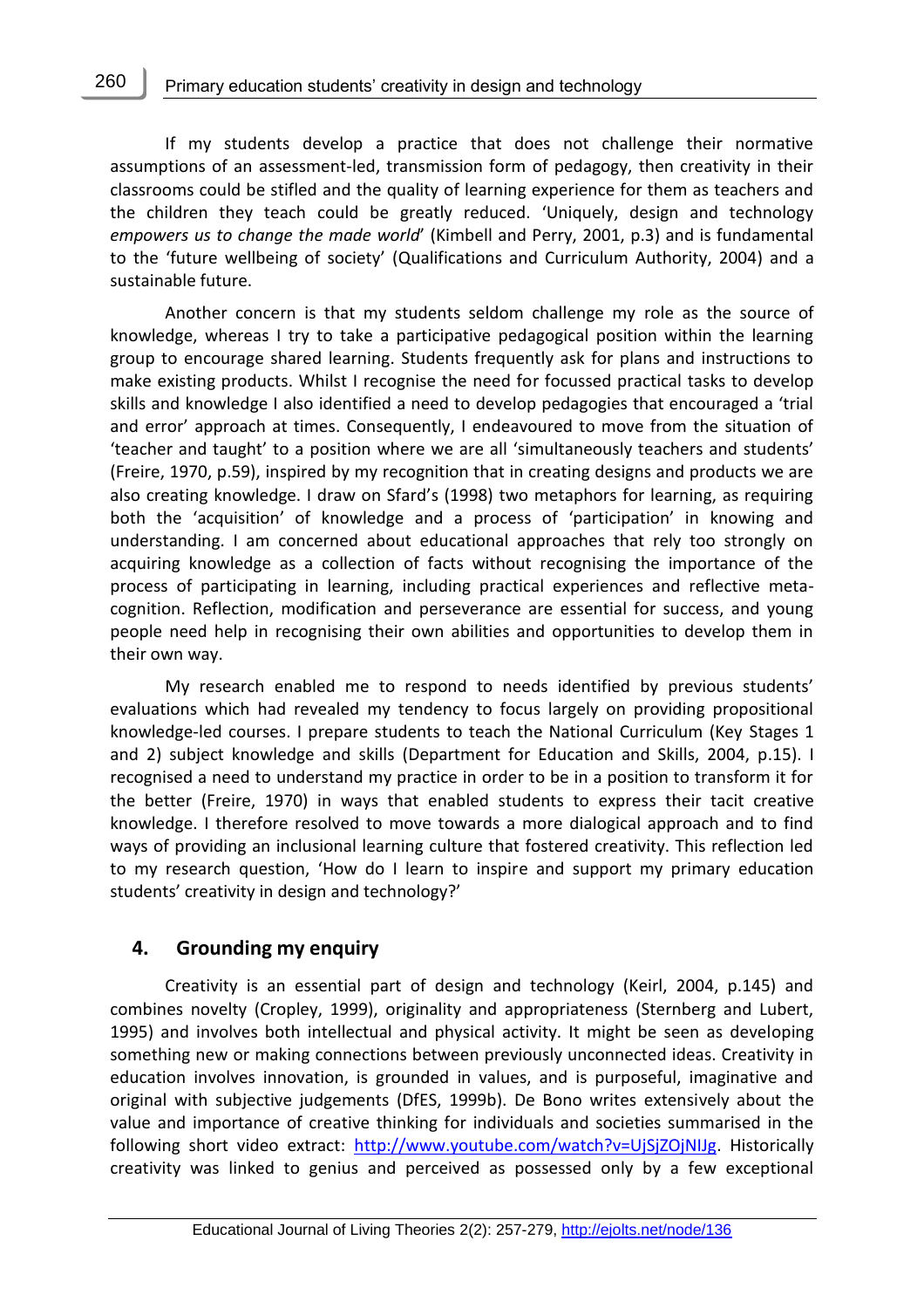If my students develop a practice that does not challenge their normative assumptions of an assessment-led, transmission form of pedagogy, then creativity in their classrooms could be stifled and the quality of learning experience for them as teachers and the children they teach could be greatly reduced. 'Uniquely, design and technology *empowers us to change the made world*' (Kimbell and Perry, 2001, p.3) and is fundamental to the 'future wellbeing of society' (Qualifications and Curriculum Authority, 2004) and a sustainable future.

Another concern is that my students seldom challenge my role as the source of knowledge, whereas I try to take a participative pedagogical position within the learning group to encourage shared learning. Students frequently ask for plans and instructions to make existing products. Whilst I recognise the need for focussed practical tasks to develop skills and knowledge I also identified a need to develop pedagogies that encouraged a 'trial and error' approach at times. Consequently, I endeavoured to move from the situation of 'teacher and taught' to a position where we are all 'simultaneously teachers and students' (Freire, 1970, p.59), inspired by my recognition that in creating designs and products we are also creating knowledge. I draw on Sfard's (1998) two metaphors for learning, as requiring both the 'acquisition' of knowledge and a process of 'participation' in knowing and understanding. I am concerned about educational approaches that rely too strongly on acquiring knowledge as a collection of facts without recognising the importance of the process of participating in learning, including practical experiences and reflective meta-cognition. Reflection, modification and perseverance are essential for success, and young people need help in recognising their own abilities and opportunities to develop them in their own way.

My research enabled me to respond to needs identified by previous students' evaluations which had revealed my tendency to focus largely on providing propositional knowledge-led courses. I prepare students to teach the National Curriculum (Key Stages 1 and 2) subject knowledge and skills (Department for Education and Skills, 2004, p.15). I recognised a need to understand my practice in order to be in a position to transform it for the better (Freire, 1970) in ways that enabled students to express their tacit creative knowledge. I therefore resolved to move towards a more dialogical approach and to find ways of providing an inclusional learning culture that fostered creativity. This reflection led to my research question, 'How do I learn to inspire and support my primary education students' creativity in design and technology?'

## 4. Grounding my enquiry

Creativity is an essential part of design and technology (Keirl, 2004, p.145) and combines novelty (Cropley, 1999), originality and appropriateness (Sternberg and Lubert, 1995) and involves both intellectual and physical activity. It might be seen as developing something new or making connections between previously unconnected ideas. Creativity in education involves innovation, is grounded in values, and is purposeful, imaginative and original with subjective judgements (DfES, 1999b). De Bono writes extensively about the value and importance of creative thinking for individuals and societies summarised in the following short video extract: http://www.youtube.com/watch?v=UjSjZOjNIJg. Historically creativity was linked to genius and perceived as possessed only by a few exceptional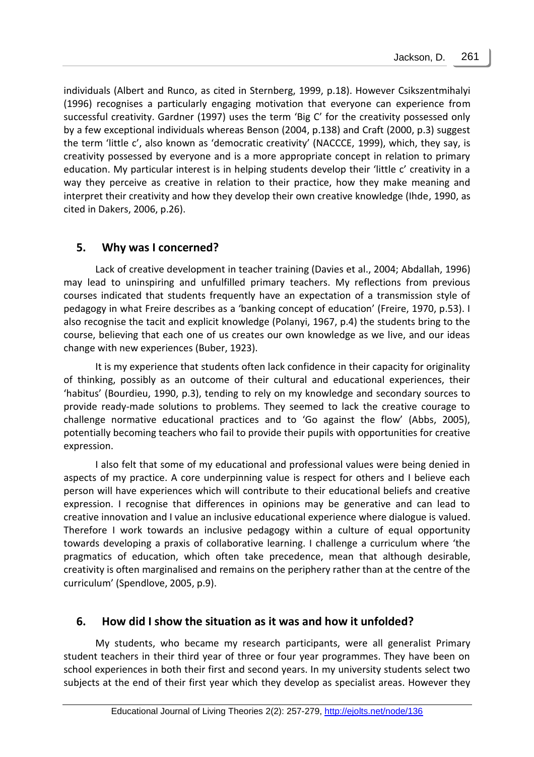individuals (Albert and Runco, as cited in Sternberg, 1999, p.18). However Csikszentmihalyi (1996) recognises a particularly engaging motivation that everyone can experience from successful creativity. Gardner (1997) uses the term 'Big C' for the creativity possessed only by a few exceptional individuals whereas Benson (2004, p.138) and Craft (2000, p.3) suggest the term 'little c', also known as 'democratic creativity' (NACCCE, 1999), which, they say, is creativity possessed by everyone and is a more appropriate concept in relation to primary education. My particular interest is in helping students develop their 'little c' creativity in a way they perceive as creative in relation to their practice, how they make meaning and interpret their creativity and how they develop their own creative knowledge (Ihde, 1990, as cited in Dakers, 2006, p.26).

## 5. Why was I concerned?

Lack of creative development in teacher training (Davies et al., 2004; Abdallah, 1996) may lead to uninspiring and unfulfilled primary teachers. My reflections from previous courses indicated that students frequently have an expectation of a transmission style of pedagogy in what Freire describes as a 'banking concept of education' (Freire, 1970, p.53). I also recognise the tacit and explicit knowledge (Polanyi, 1967, p.4) the students bring to the course, believing that each one of us creates our own knowledge as we live, and our ideas change with new experiences (Buber, 1923).

It is my experience that students often lack confidence in their capacity for originality of thinking, possibly as an outcome of their cultural and educational experiences, their 'habitus' (Bourdieu, 1990, p.3), tending to rely on my knowledge and secondary sources to provide ready-made solutions to problems. They seemed to lack the creative courage to challenge normative educational practices and to 'Go against the flow' (Abbs, 2005), potentially becoming teachers who fail to provide their pupils with opportunities for creative expression.

I also felt that some of my educational and professional values were being denied in aspects of my practice. A core underpinning value is respect for others and I believe each person will have experiences which will contribute to their educational beliefs and creative expression. I recognise that differences in opinions may be generative and can lead to creative innovation and I value an inclusive educational experience where dialogue is valued. Therefore I work towards an inclusive pedagogy within a culture of equal opportunity towards developing a praxis of collaborative learning. I challenge a curriculum where 'the pragmatics of education, which often take precedence, mean that although desirable, creativity is often marginalised and remains on the periphery rather than at the centre of the curriculum' (Spendlove, 2005, p.9).

## 6. How did I show the situation as it was and how it unfolded?

My students, who became my research participants, were all generalist Primary student teachers in their third year of three or four year programmes. They have been on school experiences in both their first and second years. In my university students select two subjects at the end of their first year which they develop as specialist areas. However they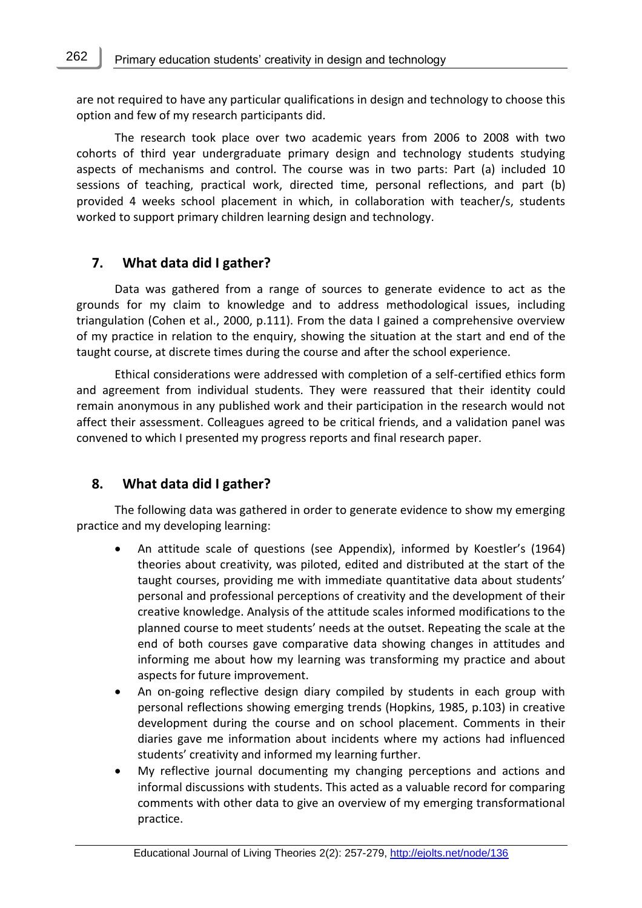are not required to have any particular qualifications in design and technology to choose this option and few of my research participants did.

The research took place over two academic years from 2006 to 2008 with two cohorts of third year undergraduate primary design and technology students studying aspects of mechanisms and control. The course was in two parts: Part (a) included 10 sessions of teaching, practical work, directed time, personal reflections, and part (b) provided 4 weeks school placement in which, in collaboration with teacher/s, students worked to support primary children learning design and technology.

## 7. What data did I gather?

Data was gathered from a range of sources to generate evidence to act as the grounds for my claim to knowledge and to address methodological issues, including triangulation (Cohen et al., 2000, p.111). From the data I gained a comprehensive overview of my practice in relation to the enquiry, showing the situation at the start and end of the taught course, at discrete times during the course and after the school experience.

Ethical considerations were addressed with completion of a self-certified ethics form and agreement from individual students. They were reassured that their identity could remain anonymous in any published work and their participation in the research would not affect their assessment. Colleagues agreed to be critical friends, and a validation panel was convened to which I presented my progress reports and final research paper.

## 8. What data did I gather?

The following data was gathered in order to generate evidence to show my emerging practice and my developing learning:

- An attitude scale of questions (see Appendix), informed by Koestler's (1964) theories about creativity, was piloted, edited and distributed at the start of the taught courses, providing me with immediate quantitative data about students' personal and professional perceptions of creativity and the development of their creative knowledge. Analysis of the attitude scales informed modifications to the planned course to meet students' needs at the outset. Repeating the scale at the end of both courses gave comparative data showing changes in attitudes and informing me about how my learning was transforming my practice and about aspects for future improvement.
- An on-going reflective design diary compiled by students in each group with personal reflections showing emerging trends (Hopkins, 1985, p.103) in creative development during the course and on school placement. Comments in their diaries gave me information about incidents where my actions had influenced students' creativity and informed my learning further.
- My reflective journal documenting my changing perceptions and actions and informal discussions with students. This acted as a valuable record for comparing comments with other data to give an overview of my emerging transformational practice.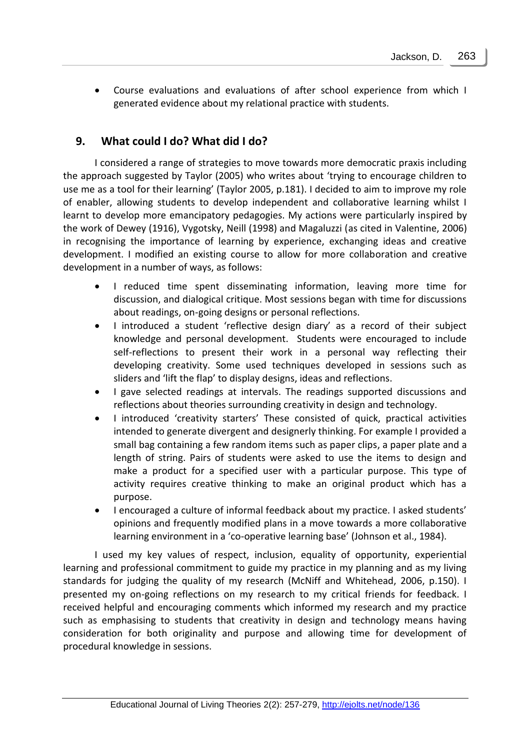- Course evaluations and evaluations of after school experience from which I generated evidence about my relational practice with students.

## 9. What could I do? What did I do?

I considered a range of strategies to move towards more democratic praxis including the approach suggested by Taylor (2005) who writes about 'trying to encourage children to use me as a tool for their learning' (Taylor 2005, p.181). I decided to aim to improve my role of enabler, allowing students to develop independent and collaborative learning whilst I learnt to develop more emancipatory pedagogies. My actions were particularly inspired by the work of Dewey (1916), Vygotsky, Neill (1998) and Magaluzzi (as cited in Valentine, 2006) in recognising the importance of learning by experience, exchanging ideas and creative development. I modified an existing course to allow for more collaboration and creative development in a number of ways, as follows:

- I reduced time spent disseminating information, leaving more time for discussion, and dialogical critique. Most sessions began with time for discussions about readings, on-going designs or personal reflections.
- I introduced a student 'reflective design diary' as a record of their subject knowledge and personal development. Students were encouraged to include self-reflections to present their work in a personal way reflecting their developing creativity. Some used techniques developed in sessions such as sliders and 'lift the flap' to display designs, ideas and reflections.
- I gave selected readings at intervals. The readings supported discussions and reflections about theories surrounding creativity in design and technology.
- I introduced 'creativity starters' These consisted of quick, practical activities intended to generate divergent and designerly thinking. For example I provided a small bag containing a few random items such as paper clips, a paper plate and a length of string. Pairs of students were asked to use the items to design and make a product for a specified user with a particular purpose. This type of activity requires creative thinking to make an original product which has a purpose.
- I encouraged a culture of informal feedback about my practice. I asked students' opinions and frequently modified plans in a move towards a more collaborative learning environment in a 'co-operative learning base' (Johnson et al., 1984).

I used my key values of respect, inclusion, equality of opportunity, experiential learning and professional commitment to guide my practice in my planning and as my living standards for judging the quality of my research (McNiff and Whitehead, 2006, p.150). I presented my on-going reflections on my research to my critical friends for feedback. I received helpful and encouraging comments which informed my research and my practice such as emphasising to students that creativity in design and technology means having consideration for both originality and purpose and allowing time for development of procedural knowledge in sessions.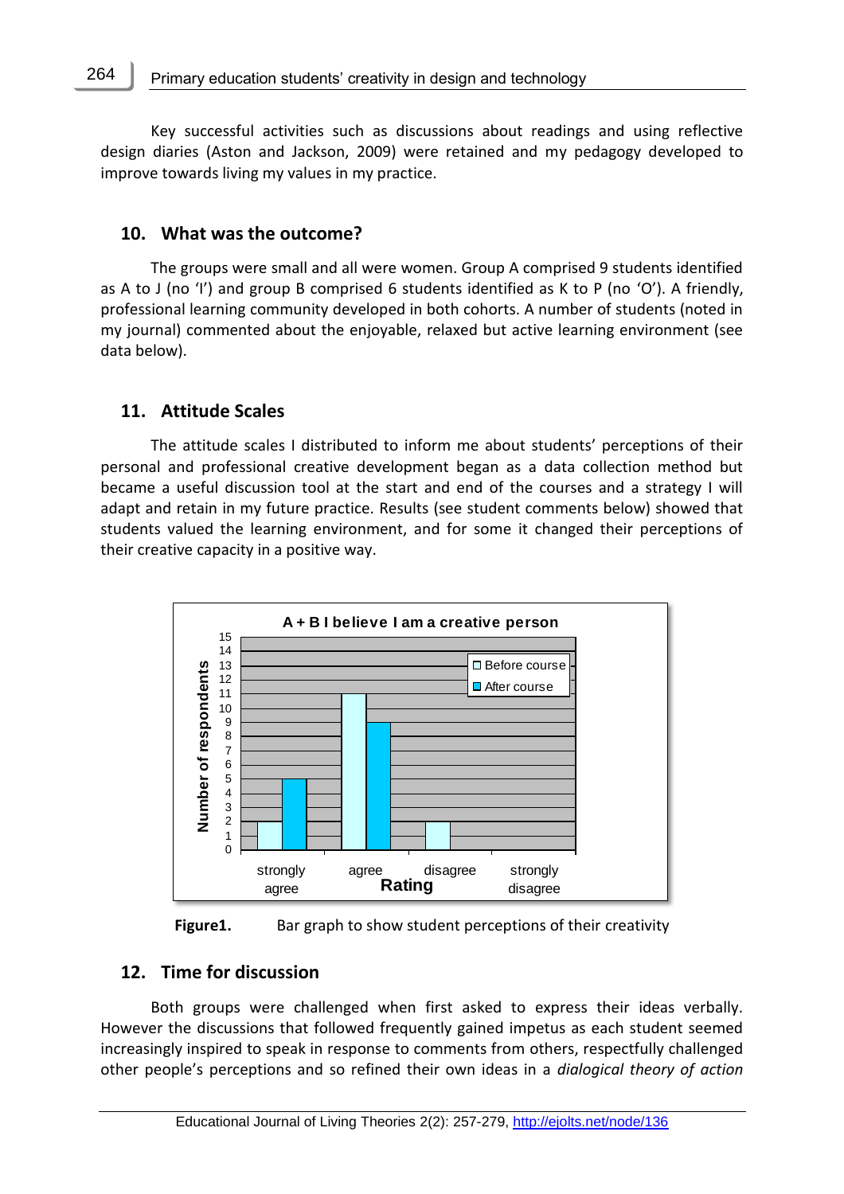Key successful activities such as discussions about readings and using reflective design diaries (Aston and Jackson, 2009) were retained and my pedagogy developed to improve towards living my values in my practice.

## 10. What was the outcome?

The groups were small and all were women. Group A comprised 9 students identified as A to J (no 'I') and group B comprised 6 students identified as K to P (no 'O'). A friendly, professional learning community developed in both cohorts. A number of students (noted in my journal) commented about the enjoyable, relaxed but active learning environment (see data below).

## 11. Attitude Scales

The attitude scales I distributed to inform me about students' perceptions of their personal and professional creative development began as a data collection method but became a useful discussion tool at the start and end of the courses and a strategy I will adapt and retain in my future practice. Results (see student comments below) showed that students valued the learning environment, and for some it changed their perceptions of their creative capacity in a positive way.

A + B I believe I am a creative person

Number of respondents

15
14
13
12
11
10
9
8
7
6
5
4
3
2
1
0

Before course
After course

strongly agree
agree
disagree
strongly disagree

Rating

**Figure1.** Bar graph to show student perceptions of their creativity

## 12. Time for discussion

Both groups were challenged when first asked to express their ideas verbally. However the discussions that followed frequently gained impetus as each student seemed increasingly inspired to speak in response to comments from others, respectfully challenged other people's perceptions and so refined their own ideas in a *dialogical theory of action*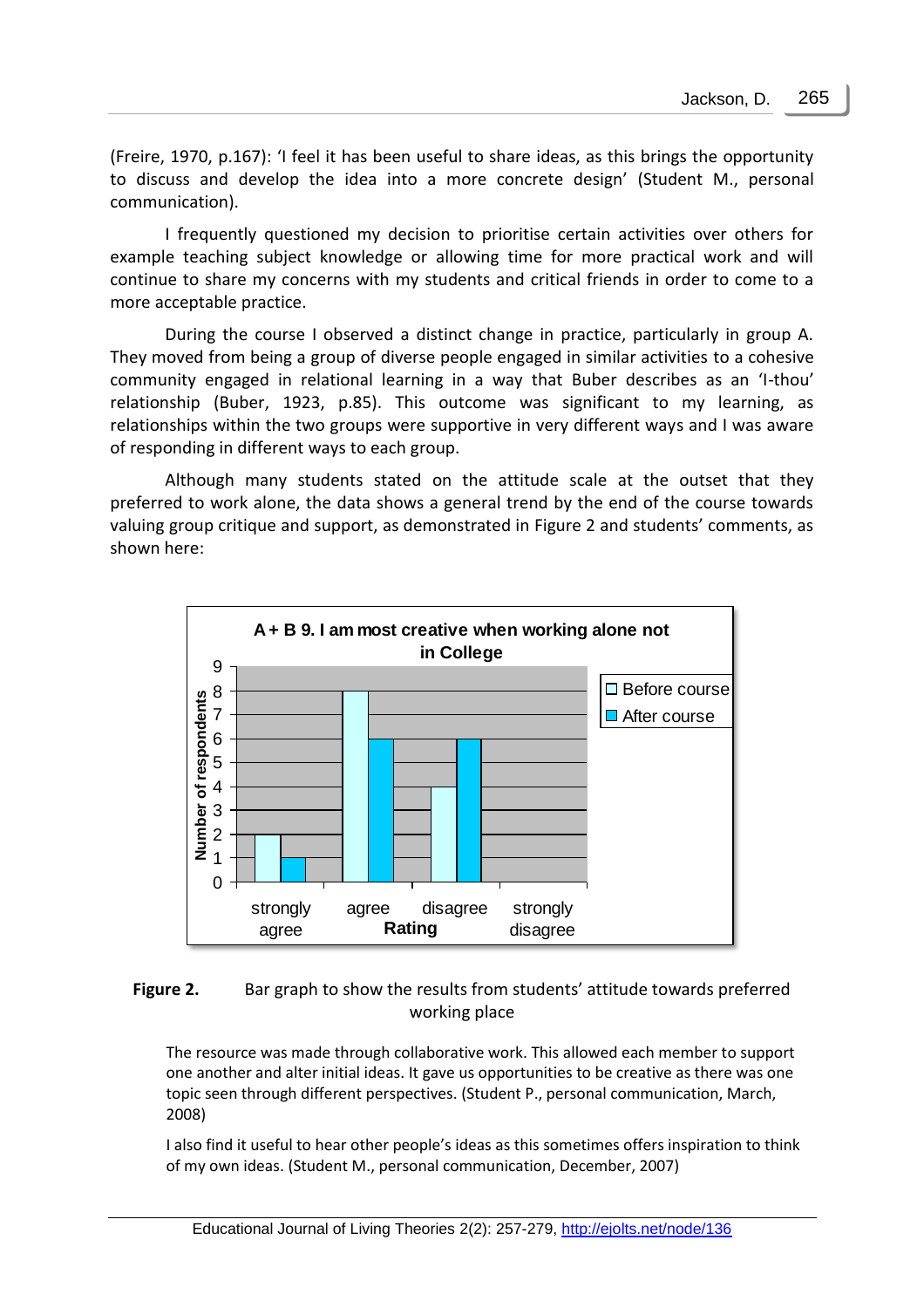(Freire, 1970, p.167): 'I feel it has been useful to share ideas, as this brings the opportunity to discuss and develop the idea into a more concrete design' (Student M., personal communication).

I frequently questioned my decision to prioritise certain activities over others for example teaching subject knowledge or allowing time for more practical work and will continue to share my concerns with my students and critical friends in order to come to a more acceptable practice.

During the course I observed a distinct change in practice, particularly in group A. They moved from being a group of diverse people engaged in similar activities to a cohesive community engaged in relational learning in a way that Buber describes as an 'I-thou' relationship (Buber, 1923, p.85). This outcome was significant to my learning, as relationships within the two groups were supportive in very different ways and I was aware of responding in different ways to each group.

Although many students stated on the attitude scale at the outset that they preferred to work alone, the data shows a general trend by the end of the course towards valuing group critique and support, as demonstrated in Figure 2 and students' comments, as shown here:

A + B 9. I am most creative when working alone not in College

Number of respondents

0
1
2
3
4
5
6
7
8
9

strongly agree
agree
disagree
strongly disagree

Rating

Before course
After course

**Figure 2.** Bar graph to show the results from students' attitude towards preferred working place

> The resource was made through collaborative work. This allowed each member to support one another and alter initial ideas. It gave us opportunities to be creative as there was one topic seen through different perspectives. (Student P., personal communication, March, 2008)

> I also find it useful to hear other people's ideas as this sometimes offers inspiration to think of my own ideas. (Student M., personal communication, December, 2007)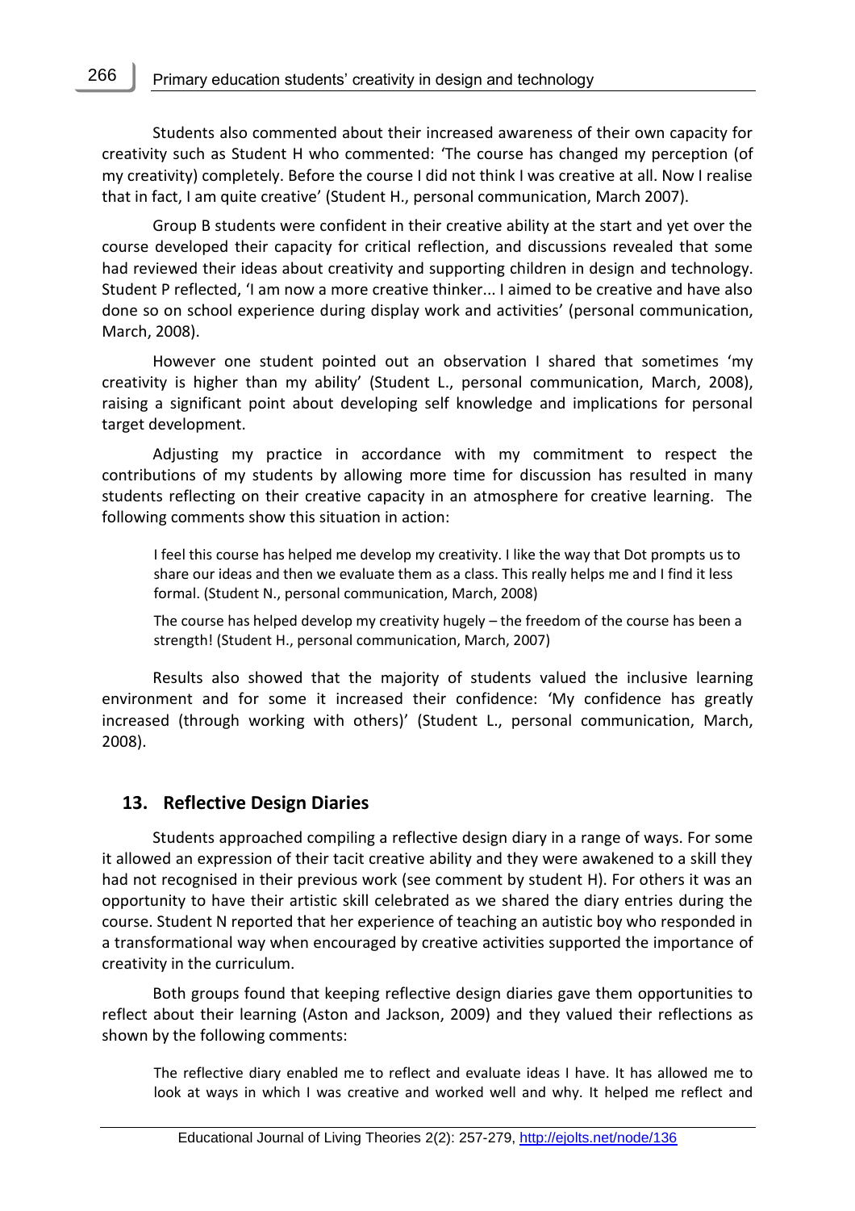Students also commented about their increased awareness of their own capacity for creativity such as Student H who commented: 'The course has changed my perception (of my creativity) completely. Before the course I did not think I was creative at all. Now I realise that in fact, I am quite creative' (Student H., personal communication, March 2007).

Group B students were confident in their creative ability at the start and yet over the course developed their capacity for critical reflection, and discussions revealed that some had reviewed their ideas about creativity and supporting children in design and technology. Student P reflected, 'I am now a more creative thinker... I aimed to be creative and have also done so on school experience during display work and activities' (personal communication, March, 2008).

However one student pointed out an observation I shared that sometimes 'my creativity is higher than my ability' (Student L., personal communication, March, 2008), raising a significant point about developing self knowledge and implications for personal target development.

Adjusting my practice in accordance with my commitment to respect the contributions of my students by allowing more time for discussion has resulted in many students reflecting on their creative capacity in an atmosphere for creative learning. The following comments show this situation in action:

> I feel this course has helped me develop my creativity. I like the way that Dot prompts us to share our ideas and then we evaluate them as a class. This really helps me and I find it less formal. (Student N., personal communication, March, 2008)

> The course has helped develop my creativity hugely – the freedom of the course has been a strength! (Student H., personal communication, March, 2007)

Results also showed that the majority of students valued the inclusive learning environment and for some it increased their confidence: 'My confidence has greatly increased (through working with others)' (Student L., personal communication, March, 2008).

## 13. Reflective Design Diaries

Students approached compiling a reflective design diary in a range of ways. For some it allowed an expression of their tacit creative ability and they were awakened to a skill they had not recognised in their previous work (see comment by student H). For others it was an opportunity to have their artistic skill celebrated as we shared the diary entries during the course. Student N reported that her experience of teaching an autistic boy who responded in a transformational way when encouraged by creative activities supported the importance of creativity in the curriculum.

Both groups found that keeping reflective design diaries gave them opportunities to reflect about their learning (Aston and Jackson, 2009) and they valued their reflections as shown by the following comments:

> The reflective diary enabled me to reflect and evaluate ideas I have. It has allowed me to look at ways in which I was creative and worked well and why. It helped me reflect and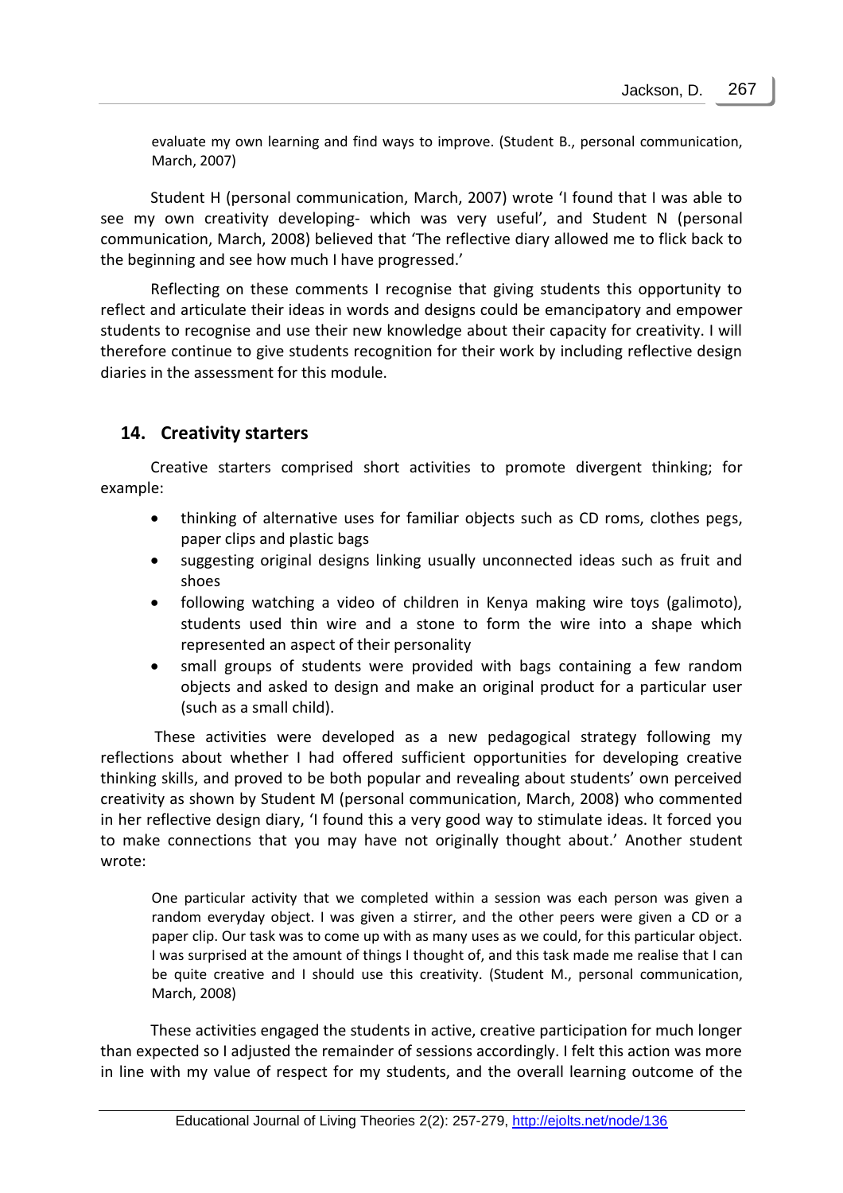> evaluate my own learning and find ways to improve. (Student B., personal communication, March, 2007)

Student H (personal communication, March, 2007) wrote 'I found that I was able to see my own creativity developing- which was very useful', and Student N (personal communication, March, 2008) believed that 'The reflective diary allowed me to flick back to the beginning and see how much I have progressed.'

Reflecting on these comments I recognise that giving students this opportunity to reflect and articulate their ideas in words and designs could be emancipatory and empower students to recognise and use their new knowledge about their capacity for creativity. I will therefore continue to give students recognition for their work by including reflective design diaries in the assessment for this module.

## 14. Creativity starters

Creative starters comprised short activities to promote divergent thinking; for example:

- thinking of alternative uses for familiar objects such as CD roms, clothes pegs, paper clips and plastic bags
- suggesting original designs linking usually unconnected ideas such as fruit and shoes
- following watching a video of children in Kenya making wire toys (galimoto), students used thin wire and a stone to form the wire into a shape which represented an aspect of their personality
- small groups of students were provided with bags containing a few random objects and asked to design and make an original product for a particular user (such as a small child).

These activities were developed as a new pedagogical strategy following my reflections about whether I had offered sufficient opportunities for developing creative thinking skills, and proved to be both popular and revealing about students' own perceived creativity as shown by Student M (personal communication, March, 2008) who commented in her reflective design diary, 'I found this a very good way to stimulate ideas. It forced you to make connections that you may have not originally thought about.' Another student wrote:

> One particular activity that we completed within a session was each person was given a random everyday object. I was given a stirrer, and the other peers were given a CD or a paper clip. Our task was to come up with as many uses as we could, for this particular object. I was surprised at the amount of things I thought of, and this task made me realise that I can be quite creative and I should use this creativity. (Student M., personal communication, March, 2008)

These activities engaged the students in active, creative participation for much longer than expected so I adjusted the remainder of sessions accordingly. I felt this action was more in line with my value of respect for my students, and the overall learning outcome of the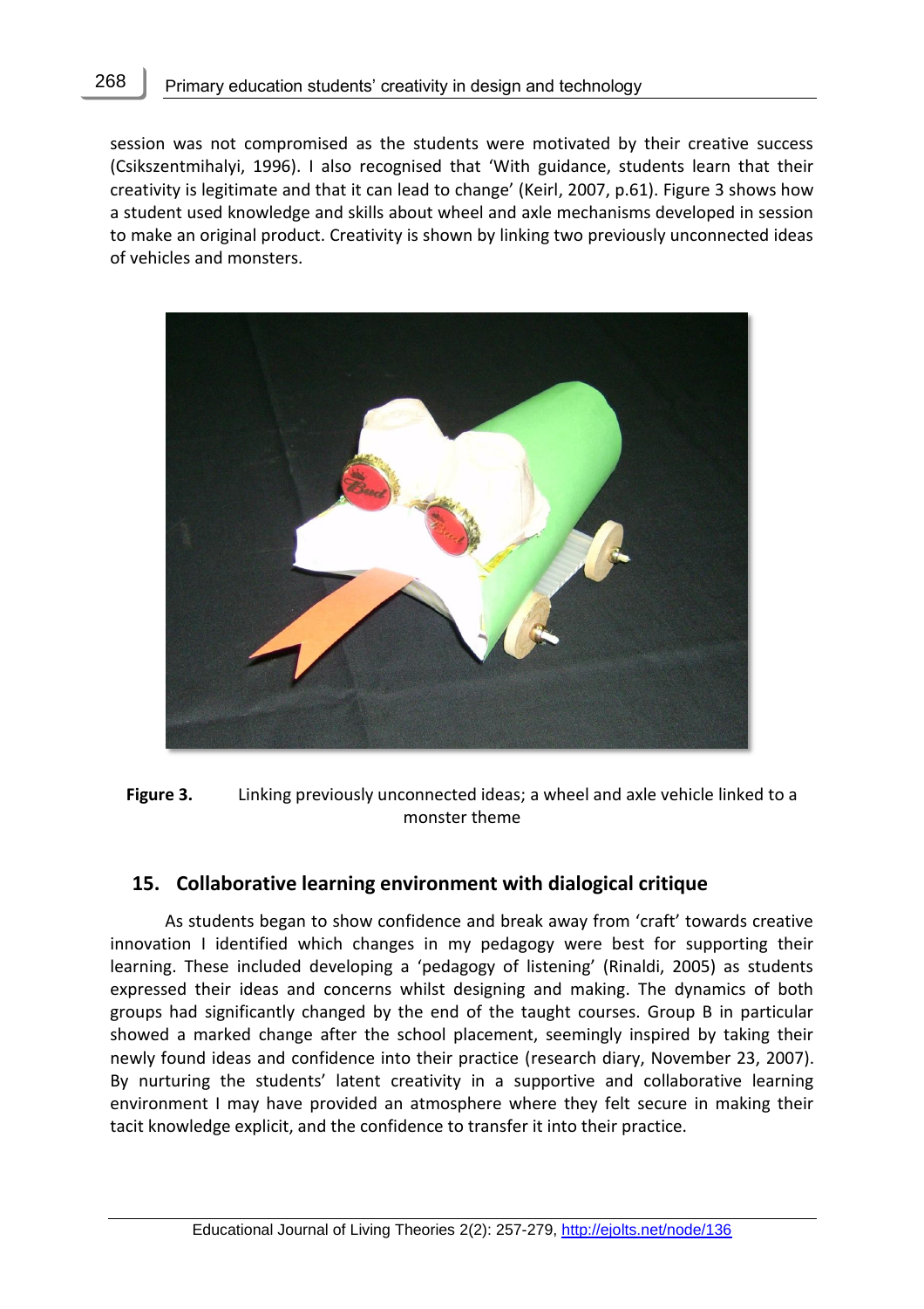session was not compromised as the students were motivated by their creative success (Csikszentmihalyi, 1996). I also recognised that 'With guidance, students learn that their creativity is legitimate and that it can lead to change' (Keirl, 2007, p.61). Figure 3 shows how a student used knowledge and skills about wheel and axle mechanisms developed in session to make an original product. Creativity is shown by linking two previously unconnected ideas of vehicles and monsters.

**Figure 3.** Linking previously unconnected ideas; a wheel and axle vehicle linked to a monster theme

## 15. Collaborative learning environment with dialogical critique

As students began to show confidence and break away from 'craft' towards creative innovation I identified which changes in my pedagogy were best for supporting their learning. These included developing a 'pedagogy of listening' (Rinaldi, 2005) as students expressed their ideas and concerns whilst designing and making. The dynamics of both groups had significantly changed by the end of the taught courses. Group B in particular showed a marked change after the school placement, seemingly inspired by taking their newly found ideas and confidence into their practice (research diary, November 23, 2007). By nurturing the students' latent creativity in a supportive and collaborative learning environment I may have provided an atmosphere where they felt secure in making their tacit knowledge explicit, and the confidence to transfer it into their practice.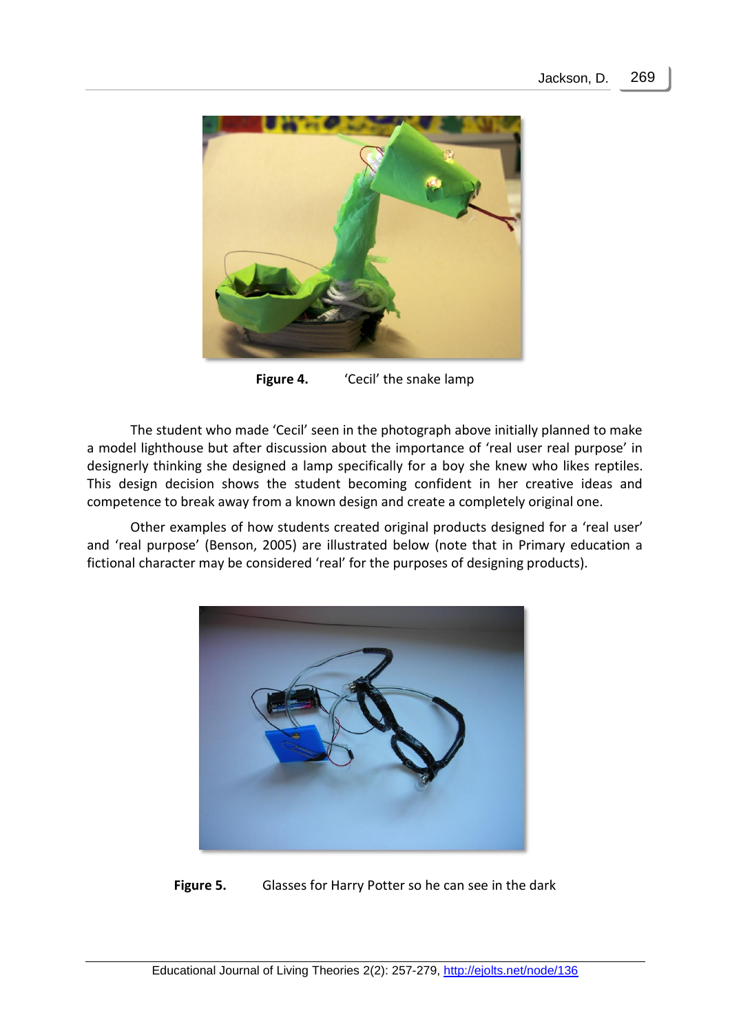**Figure 4.** 'Cecil' the snake lamp

The student who made 'Cecil' seen in the photograph above initially planned to make a model lighthouse but after discussion about the importance of 'real user real purpose' in designerly thinking she designed a lamp specifically for a boy she knew who likes reptiles. This design decision shows the student becoming confident in her creative ideas and competence to break away from a known design and create a completely original one.

Other examples of how students created original products designed for a 'real user' and 'real purpose' (Benson, 2005) are illustrated below (note that in Primary education a fictional character may be considered 'real' for the purposes of designing products).

**Figure 5.** Glasses for Harry Potter so he can see in the dark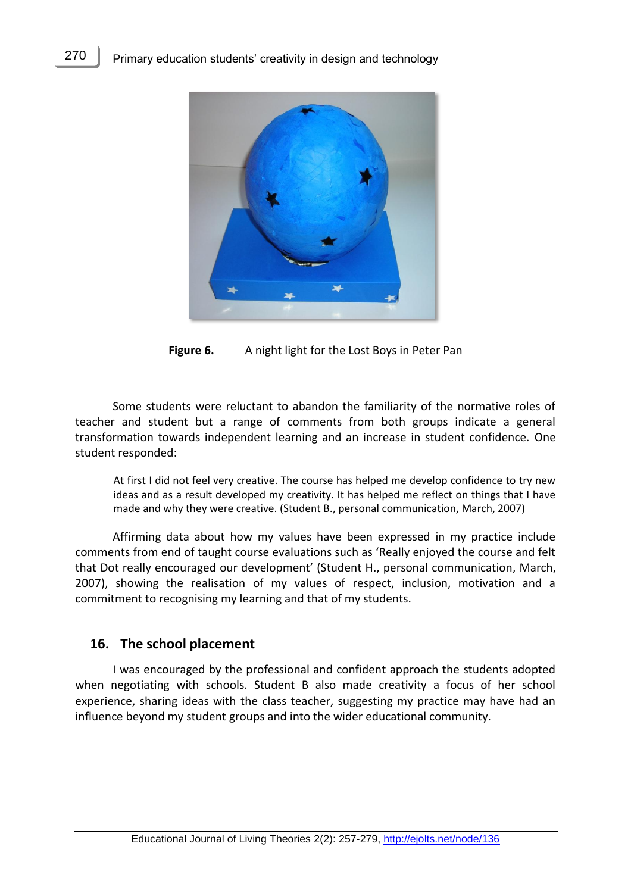**Figure 6.** A night light for the Lost Boys in Peter Pan

Some students were reluctant to abandon the familiarity of the normative roles of teacher and student but a range of comments from both groups indicate a general transformation towards independent learning and an increase in student confidence. One student responded:

> At first I did not feel very creative. The course has helped me develop confidence to try new ideas and as a result developed my creativity. It has helped me reflect on things that I have made and why they were creative. (Student B., personal communication, March, 2007)

Affirming data about how my values have been expressed in my practice include comments from end of taught course evaluations such as 'Really enjoyed the course and felt that Dot really encouraged our development' (Student H., personal communication, March, 2007), showing the realisation of my values of respect, inclusion, motivation and a commitment to recognising my learning and that of my students.

## 16. The school placement

I was encouraged by the professional and confident approach the students adopted when negotiating with schools. Student B also made creativity a focus of her school experience, sharing ideas with the class teacher, suggesting my practice may have had an influence beyond my student groups and into the wider educational community.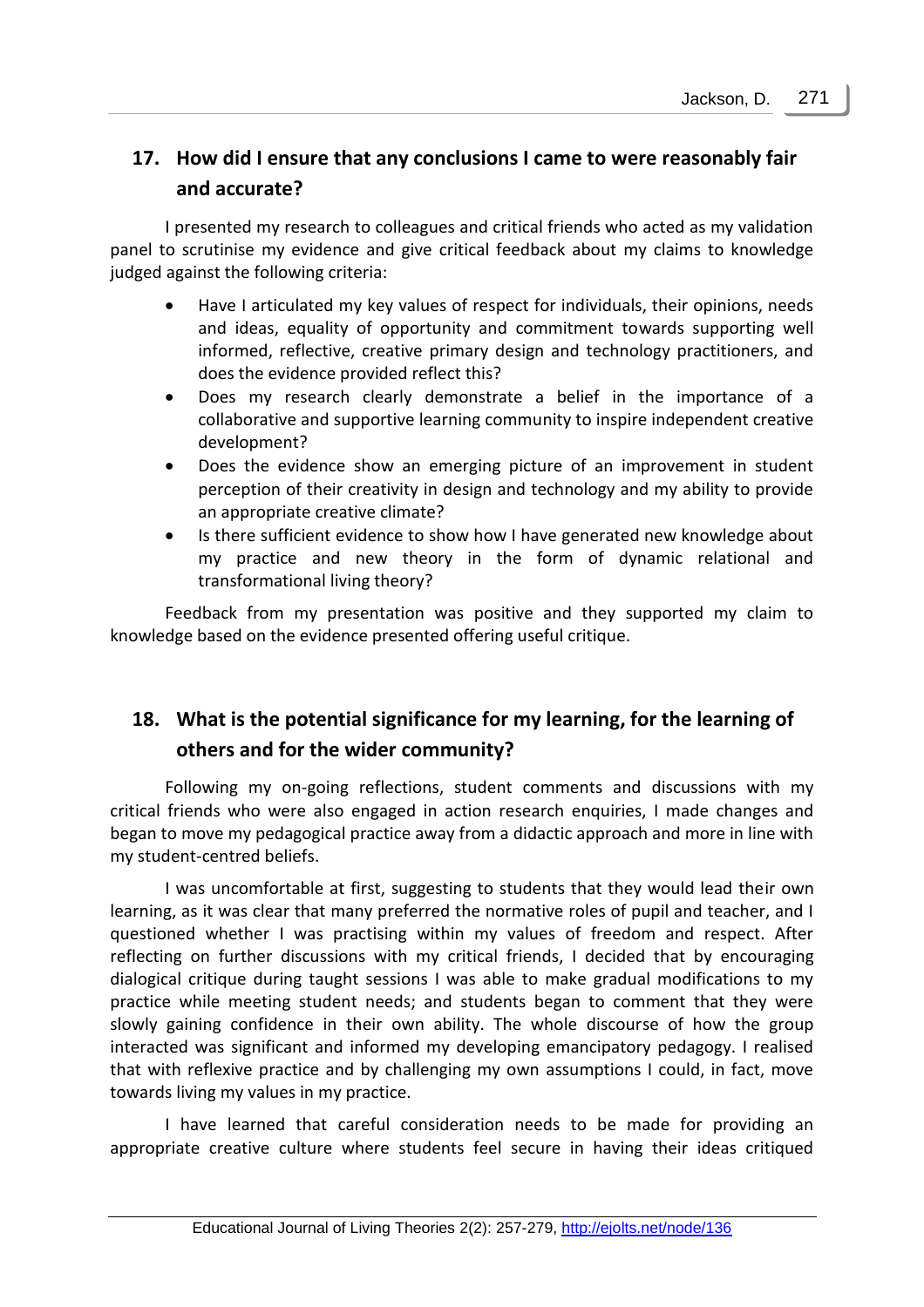## 17. How did I ensure that any conclusions I came to were reasonably fair and accurate?

I presented my research to colleagues and critical friends who acted as my validation panel to scrutinise my evidence and give critical feedback about my claims to knowledge judged against the following criteria:

- Have I articulated my key values of respect for individuals, their opinions, needs and ideas, equality of opportunity and commitment towards supporting well informed, reflective, creative primary design and technology practitioners, and does the evidence provided reflect this?
- Does my research clearly demonstrate a belief in the importance of a collaborative and supportive learning community to inspire independent creative development?
- Does the evidence show an emerging picture of an improvement in student perception of their creativity in design and technology and my ability to provide an appropriate creative climate?
- Is there sufficient evidence to show how I have generated new knowledge about my practice and new theory in the form of dynamic relational and transformational living theory?

Feedback from my presentation was positive and they supported my claim to knowledge based on the evidence presented offering useful critique.

## 18. What is the potential significance for my learning, for the learning of others and for the wider community?

Following my on-going reflections, student comments and discussions with my critical friends who were also engaged in action research enquiries, I made changes and began to move my pedagogical practice away from a didactic approach and more in line with my student-centred beliefs.

I was uncomfortable at first, suggesting to students that they would lead their own learning, as it was clear that many preferred the normative roles of pupil and teacher, and I questioned whether I was practising within my values of freedom and respect. After reflecting on further discussions with my critical friends, I decided that by encouraging dialogical critique during taught sessions I was able to make gradual modifications to my practice while meeting student needs; and students began to comment that they were slowly gaining confidence in their own ability. The whole discourse of how the group interacted was significant and informed my developing emancipatory pedagogy. I realised that with reflexive practice and by challenging my own assumptions I could, in fact, move towards living my values in my practice.

I have learned that careful consideration needs to be made for providing an appropriate creative culture where students feel secure in having their ideas critiqued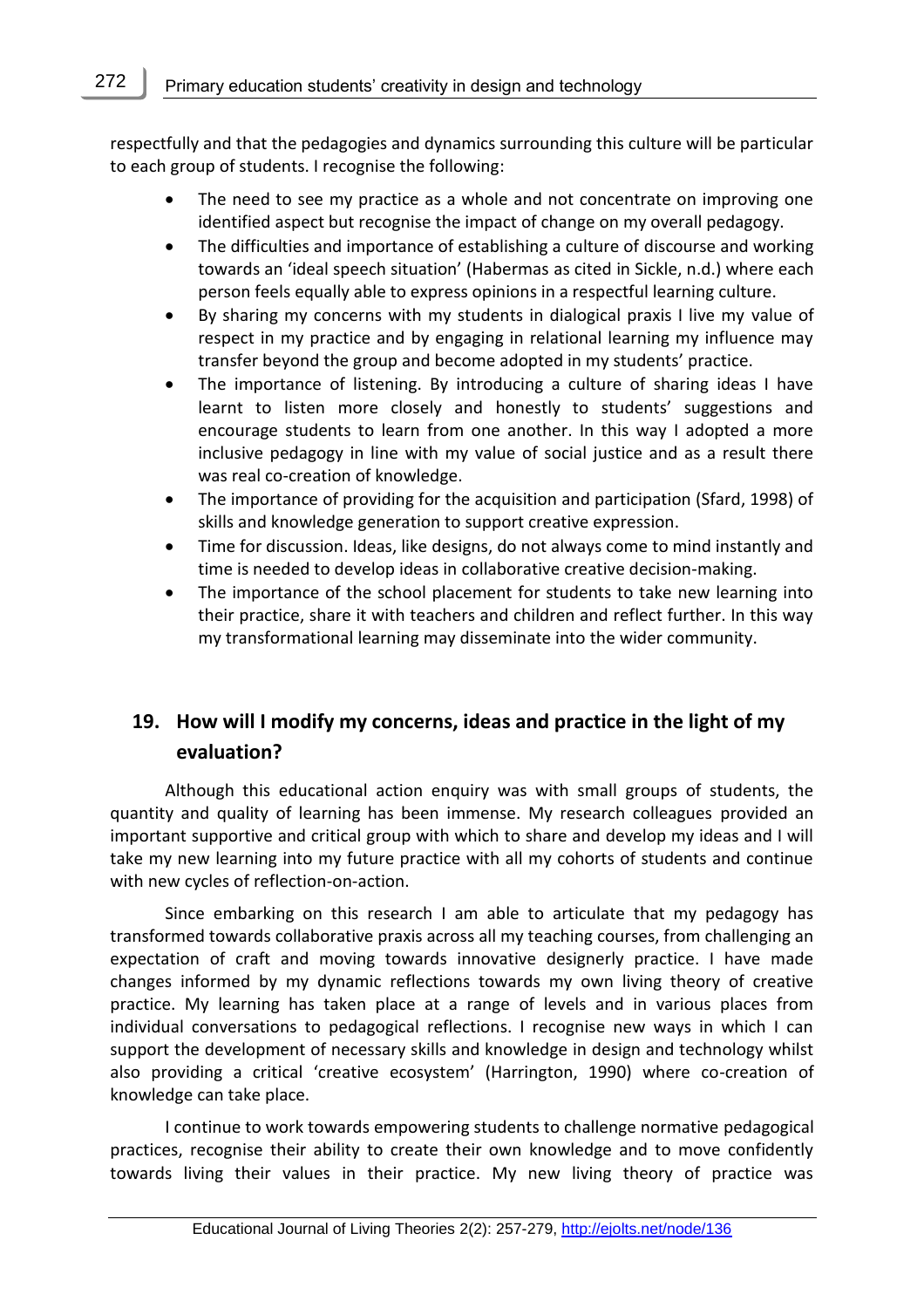respectfully and that the pedagogies and dynamics surrounding this culture will be particular to each group of students. I recognise the following:

- The need to see my practice as a whole and not concentrate on improving one identified aspect but recognise the impact of change on my overall pedagogy.
- The difficulties and importance of establishing a culture of discourse and working towards an 'ideal speech situation' (Habermas as cited in Sickle, n.d.) where each person feels equally able to express opinions in a respectful learning culture.
- By sharing my concerns with my students in dialogical praxis I live my value of respect in my practice and by engaging in relational learning my influence may transfer beyond the group and become adopted in my students' practice.
- The importance of listening. By introducing a culture of sharing ideas I have learnt to listen more closely and honestly to students' suggestions and encourage students to learn from one another. In this way I adopted a more inclusive pedagogy in line with my value of social justice and as a result there was real co-creation of knowledge.
- The importance of providing for the acquisition and participation (Sfard, 1998) of skills and knowledge generation to support creative expression.
- Time for discussion. Ideas, like designs, do not always come to mind instantly and time is needed to develop ideas in collaborative creative decision-making.
- The importance of the school placement for students to take new learning into their practice, share it with teachers and children and reflect further. In this way my transformational learning may disseminate into the wider community.

## 19. How will I modify my concerns, ideas and practice in the light of my evaluation?

Although this educational action enquiry was with small groups of students, the quantity and quality of learning has been immense. My research colleagues provided an important supportive and critical group with which to share and develop my ideas and I will take my new learning into my future practice with all my cohorts of students and continue with new cycles of reflection-on-action.

Since embarking on this research I am able to articulate that my pedagogy has transformed towards collaborative praxis across all my teaching courses, from challenging an expectation of craft and moving towards innovative designerly practice. I have made changes informed by my dynamic reflections towards my own living theory of creative practice. My learning has taken place at a range of levels and in various places from individual conversations to pedagogical reflections. I recognise new ways in which I can support the development of necessary skills and knowledge in design and technology whilst also providing a critical 'creative ecosystem' (Harrington, 1990) where co-creation of knowledge can take place.

I continue to work towards empowering students to challenge normative pedagogical practices, recognise their ability to create their own knowledge and to move confidently towards living their values in their practice. My new living theory of practice was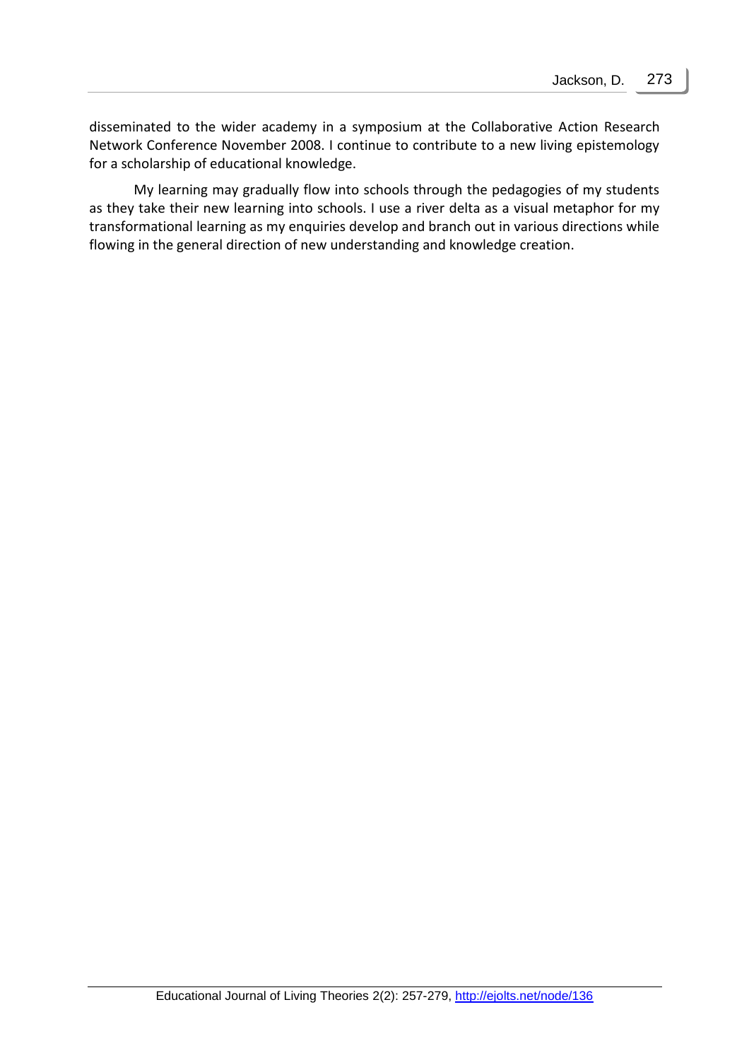disseminated to the wider academy in a symposium at the Collaborative Action Research Network Conference November 2008. I continue to contribute to a new living epistemology for a scholarship of educational knowledge.

My learning may gradually flow into schools through the pedagogies of my students as they take their new learning into schools. I use a river delta as a visual metaphor for my transformational learning as my enquiries develop and branch out in various directions while flowing in the general direction of new understanding and knowledge creation.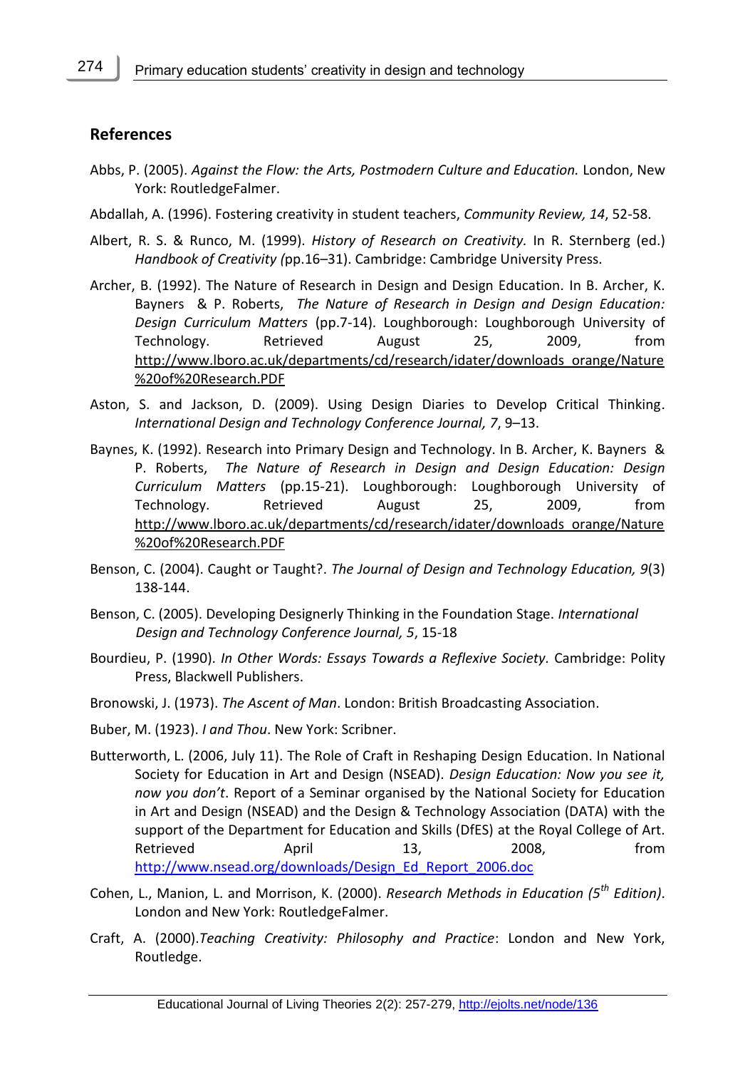## References

Abbs, P. (2005). *Against the Flow: the Arts, Postmodern Culture and Education.* London, New York: RoutledgeFalmer.

Abdallah, A. (1996). Fostering creativity in student teachers, *Community Review, 14*, 52-58.

Albert, R. S. & Runco, M. (1999). *History of Research on Creativity.* In R. Sternberg (ed.) *Handbook of Creativity (*pp.16–31). Cambridge: Cambridge University Press.

Archer, B. (1992). The Nature of Research in Design and Design Education. In B. Archer, K. Bayners & P. Roberts, *The Nature of Research in Design and Design Education: Design Curriculum Matters* (pp.7-14). Loughborough: Loughborough University of Technology. Retrieved August 25, 2009, from http://www.lboro.ac.uk/departments/cd/research/idater/downloads_orange/Nature%20of%20Research.PDF

Aston, S. and Jackson, D. (2009). Using Design Diaries to Develop Critical Thinking. *International Design and Technology Conference Journal, 7*, 9–13.

Baynes, K. (1992). Research into Primary Design and Technology. In B. Archer, K. Bayners & P. Roberts, *The Nature of Research in Design and Design Education: Design Curriculum Matters* (pp.15-21). Loughborough: Loughborough University of Technology. Retrieved August 25, 2009, from http://www.lboro.ac.uk/departments/cd/research/idater/downloads_orange/Nature%20of%20Research.PDF

Benson, C. (2004). Caught or Taught?. *The Journal of Design and Technology Education, 9*(3) 138-144.

Benson, C. (2005). Developing Designerly Thinking in the Foundation Stage. *International Design and Technology Conference Journal, 5*, 15-18

Bourdieu, P. (1990). *In Other Words: Essays Towards a Reflexive Society*. Cambridge: Polity Press, Blackwell Publishers.

Bronowski, J. (1973). *The Ascent of Man*. London: British Broadcasting Association.

Buber, M. (1923). *I and Thou*. New York: Scribner.

Butterworth, L. (2006, July 11). The Role of Craft in Reshaping Design Education. In National Society for Education in Art and Design (NSEAD). *Design Education: Now you see it, now you don't*. Report of a Seminar organised by the National Society for Education in Art and Design (NSEAD) and the Design & Technology Association (DATA) with the support of the Department for Education and Skills (DfES) at the Royal College of Art. Retrieved April 13, 2008, from http://www.nsead.org/downloads/Design_Ed_Report_2006.doc

Cohen, L., Manion, L. and Morrison, K. (2000). *Research Methods in Education (5th Edition)*. London and New York: RoutledgeFalmer.

Craft, A. (2000).*Teaching Creativity: Philosophy and Practice*: London and New York, Routledge.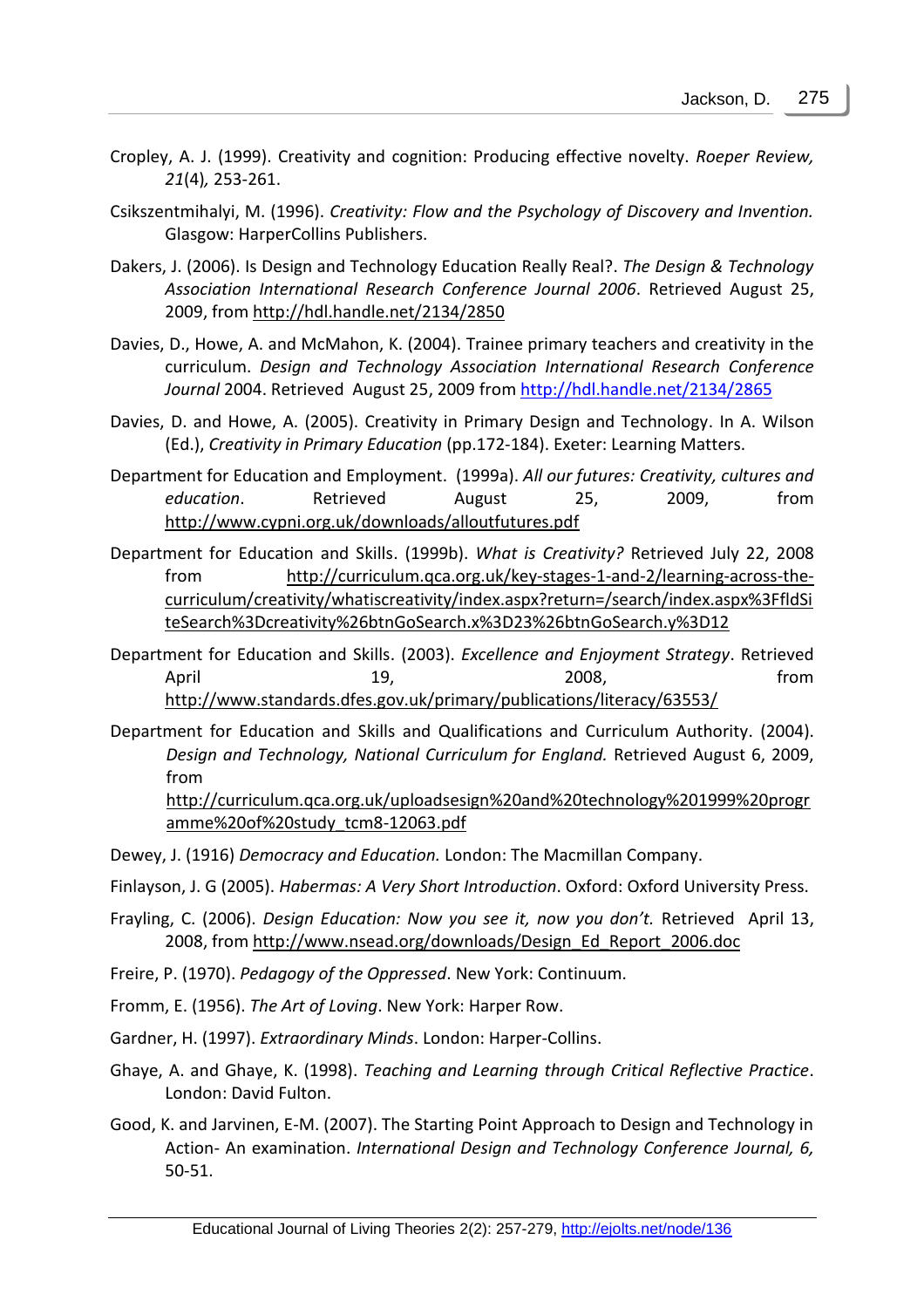Cropley, A. J. (1999). Creativity and cognition: Producing effective novelty. *Roeper Review, 21*(4)*,* 253-261.

Csikszentmihalyi, M. (1996). *Creativity: Flow and the Psychology of Discovery and Invention.* Glasgow: HarperCollins Publishers.

Dakers, J. (2006). Is Design and Technology Education Really Real?. *The Design & Technology Association International Research Conference Journal 2006*. Retrieved August 25, 2009, from http://hdl.handle.net/2134/2850

Davies, D., Howe, A. and McMahon, K. (2004). Trainee primary teachers and creativity in the curriculum. *Design and Technology Association International Research Conference Journal* 2004. Retrieved August 25, 2009 from http://hdl.handle.net/2134/2865

Davies, D. and Howe, A. (2005). Creativity in Primary Design and Technology. In A. Wilson (Ed.), *Creativity in Primary Education* (pp.172-184). Exeter: Learning Matters.

Department for Education and Employment. (1999a). *All our futures: Creativity, cultures and education*. Retrieved August 25, 2009, from http://www.cypni.org.uk/downloads/alloutfutures.pdf

Department for Education and Skills. (1999b). *What is Creativity?* Retrieved July 22, 2008 from http://curriculum.qca.org.uk/key-stages-1-and-2/learning-across-the-curriculum/creativity/whatiscreativity/index.aspx?return=/search/index.aspx%3FfldSiteSearch%3Dcreativity%26btnGoSearch.x%3D23%26btnGoSearch.y%3D12

Department for Education and Skills. (2003). *Excellence and Enjoyment Strategy*. Retrieved April 19, 2008, from http://www.standards.dfes.gov.uk/primary/publications/literacy/63553/

Department for Education and Skills and Qualifications and Curriculum Authority. (2004). *Design and Technology, National Curriculum for England.* Retrieved August 6, 2009, from http://curriculum.qca.org.uk/uploadsesign%20and%20technology%201999%20programme%20of%20study_tcm8-12063.pdf

Dewey, J. (1916) *Democracy and Education.* London: The Macmillan Company.

Finlayson, J. G (2005). *Habermas: A Very Short Introduction*. Oxford: Oxford University Press.

Frayling, C. (2006). *Design Education: Now you see it, now you don't.* Retrieved April 13, 2008, from http://www.nsead.org/downloads/Design_Ed_Report_2006.doc

Freire, P. (1970). *Pedagogy of the Oppressed*. New York: Continuum.

Fromm, E. (1956). *The Art of Loving*. New York: Harper Row.

Gardner, H. (1997). *Extraordinary Minds*. London: Harper-Collins.

Ghaye, A. and Ghaye, K. (1998). *Teaching and Learning through Critical Reflective Practice*. London: David Fulton.

Good, K. and Jarvinen, E-M. (2007). The Starting Point Approach to Design and Technology in Action- An examination. *International Design and Technology Conference Journal, 6,* 50-51.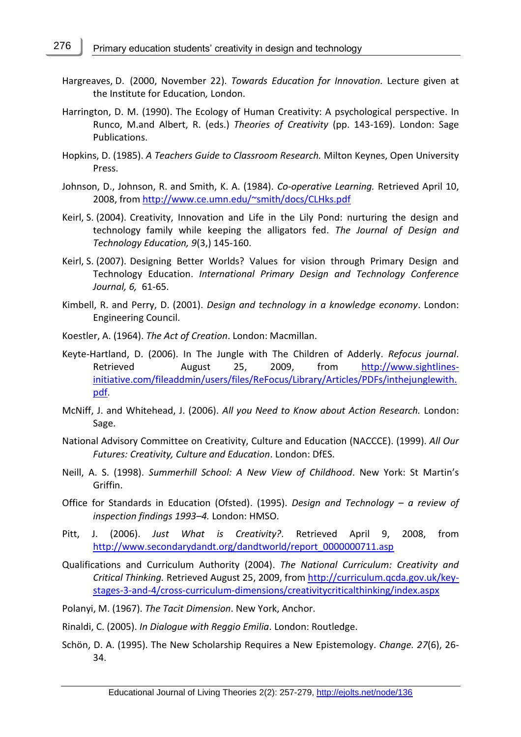Hargreaves, D. (2000, November 22). *Towards Education for Innovation.* Lecture given at the Institute for Education*,* London.

Harrington, D. M. (1990). The Ecology of Human Creativity: A psychological perspective. In Runco, M.and Albert, R. (eds.) *Theories of Creativity* (pp. 143-169). London: Sage Publications.

Hopkins, D. (1985). *A Teachers Guide to Classroom Research.* Milton Keynes, Open University Press.

Johnson, D., Johnson, R. and Smith, K. A. (1984). *Co-operative Learning.* Retrieved April 10, 2008, from http://www.ce.umn.edu/~smith/docs/CLHks.pdf

Keirl, S. (2004). Creativity, Innovation and Life in the Lily Pond: nurturing the design and technology family while keeping the alligators fed. *The Journal of Design and Technology Education, 9*(3,) 145-160.

Keirl, S. (2007). Designing Better Worlds? Values for vision through Primary Design and Technology Education. *International Primary Design and Technology Conference Journal, 6,* 61-65.

Kimbell, R. and Perry, D. (2001). *Design and technology in a knowledge economy*. London: Engineering Council.

Koestler, A. (1964). *The Act of Creation*. London: Macmillan.

Keyte-Hartland, D. (2006). In The Jungle with The Children of Adderly. *Refocus journal*. Retrieved August 25, 2009, from http://www.sightlines-initiative.com/fileaddmin/users/files/ReFocus/Library/Articles/PDFs/inthejunglewith.pdf.

McNiff, J. and Whitehead, J. (2006). *All you Need to Know about Action Research.* London: Sage.

National Advisory Committee on Creativity, Culture and Education (NACCCE). (1999). *All Our Futures: Creativity, Culture and Education*. London: DfES.

Neill, A. S. (1998). *Summerhill School: A New View of Childhood*. New York: St Martin's Griffin.

Office for Standards in Education (Ofsted). (1995). *Design and Technology – a review of inspection findings 1993–4.* London: HMSO.

Pitt, J. (2006). *Just What is Creativity?.* Retrieved April 9, 2008, from http://www.secondarydandt.org/dandtworld/report_0000000711.asp

Qualifications and Curriculum Authority (2004). *The National Curriculum: Creativity and Critical Thinking.* Retrieved August 25, 2009, from http://curriculum.qcda.gov.uk/key-stages-3-and-4/cross-curriculum-dimensions/creativitycriticalthinking/index.aspx

Polanyi, M. (1967). *The Tacit Dimension*. New York, Anchor.

Rinaldi, C. (2005). *In Dialogue with Reggio Emilia*. London: Routledge.

Schön, D. A. (1995). The New Scholarship Requires a New Epistemology. *Change. 27*(6), 26-34.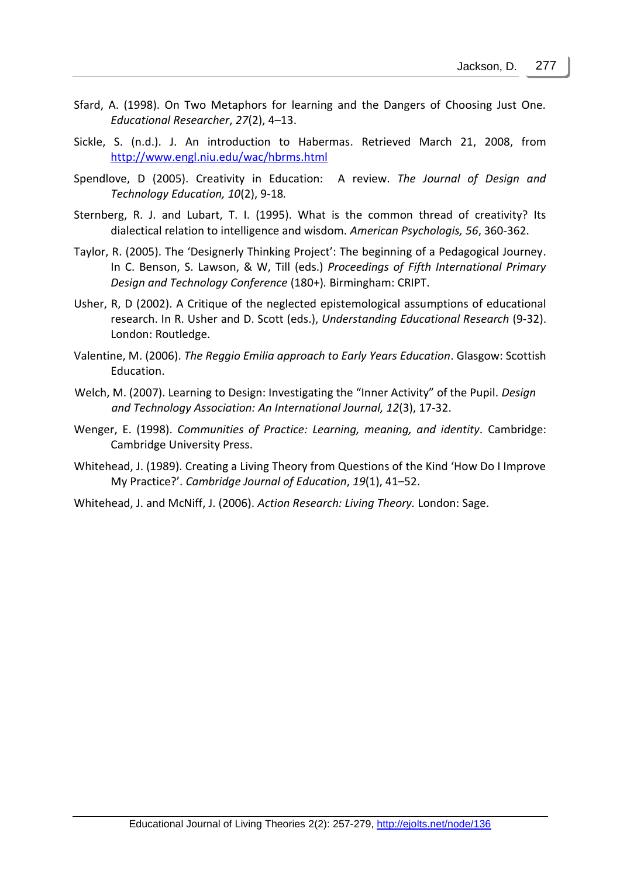Sfard, A. (1998). On Two Metaphors for learning and the Dangers of Choosing Just One. *Educational Researcher*, *27*(2), 4–13.

Sickle, S. (n.d.). J. An introduction to Habermas. Retrieved March 21, 2008, from http://www.engl.niu.edu/wac/hbrms.html

Spendlove, D (2005). Creativity in Education: A review. *The Journal of Design and Technology Education, 10*(2), 9-18*.*

Sternberg, R. J. and Lubart, T. I. (1995). What is the common thread of creativity? Its dialectical relation to intelligence and wisdom. *American Psychologis, 56*, 360-362.

Taylor, R. (2005). The 'Designerly Thinking Project': The beginning of a Pedagogical Journey. In C. Benson, S. Lawson, & W, Till (eds.) *Proceedings of Fifth International Primary Design and Technology Conference* (180+)*.* Birmingham: CRIPT.

Usher, R, D (2002). A Critique of the neglected epistemological assumptions of educational research. In R. Usher and D. Scott (eds.), *Understanding Educational Research* (9-32). London: Routledge.

Valentine, M. (2006). *The Reggio Emilia approach to Early Years Education*. Glasgow: Scottish Education.

Welch, M. (2007). Learning to Design: Investigating the "Inner Activity" of the Pupil. *Design and Technology Association: An International Journal, 12*(3), 17-32.

Wenger, E. (1998). *Communities of Practice: Learning, meaning, and identity*. Cambridge: Cambridge University Press.

Whitehead, J. (1989). Creating a Living Theory from Questions of the Kind 'How Do I Improve My Practice?'. *Cambridge Journal of Education*, *19*(1), 41–52.

Whitehead, J. and McNiff, J. (2006). *Action Research: Living Theory.* London: Sage.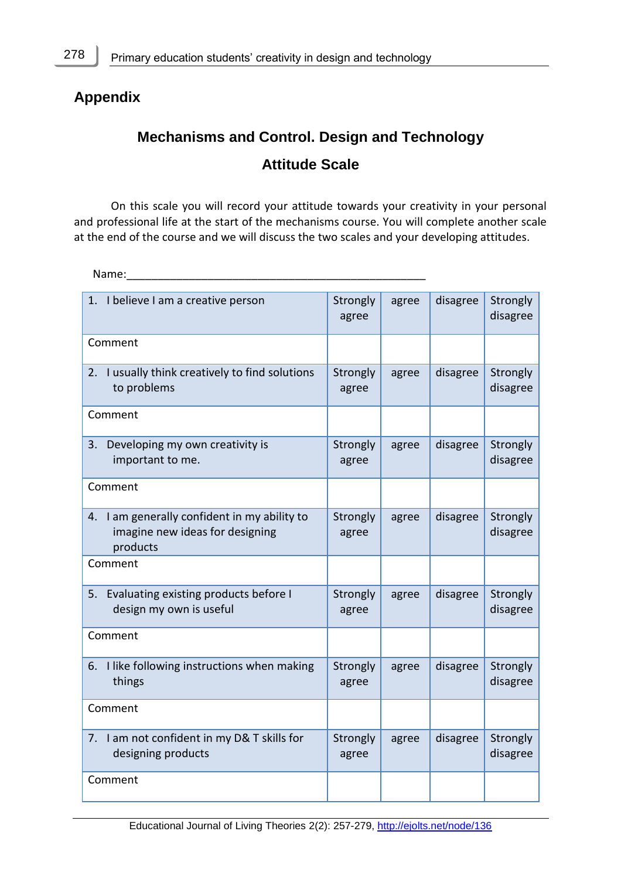## Appendix

### Mechanisms and Control. Design and Technology Attitude Scale

On this scale you will record your attitude towards your creativity in your personal and professional life at the start of the mechanisms course. You will complete another scale at the end of the course and we will discuss the two scales and your developing attitudes.

Name:_______________________________________________

| | | | | |
|---|---|---|---|---|
| 1. I believe I am a creative person | Strongly agree | agree | disagree | Strongly disagree |
| Comment | | | | |
| 2. I usually think creatively to find solutions to problems | Strongly agree | agree | disagree | Strongly disagree |
| Comment | | | | |
| 3. Developing my own creativity is important to me. | Strongly agree | agree | disagree | Strongly disagree |
| Comment | | | | |
| 4. I am generally confident in my ability to imagine new ideas for designing products | Strongly agree | agree | disagree | Strongly disagree |
| Comment | | | | |
| 5. Evaluating existing products before I design my own is useful | Strongly agree | agree | disagree | Strongly disagree |
| Comment | | | | |
| 6. I like following instructions when making things | Strongly agree | agree | disagree | Strongly disagree |
| Comment | | | | |
| 7. I am not confident in my D& T skills for designing products | Strongly agree | agree | disagree | Strongly disagree |
| Comment | | | | |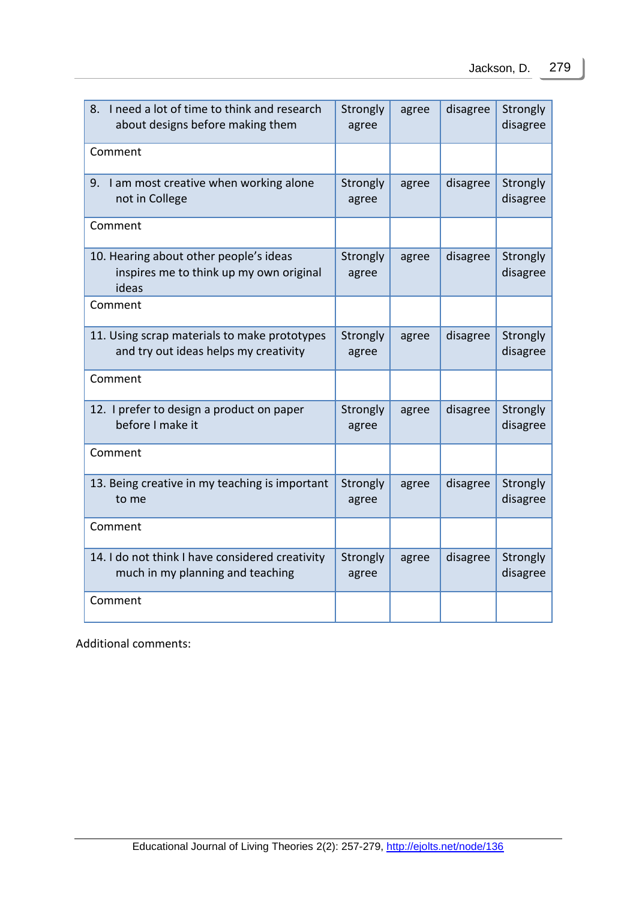| | | | | |
|---|---|---|---|---|
| 8. I need a lot of time to think and research about designs before making them | Strongly agree | agree | disagree | Strongly disagree |
| Comment | | | | |
| 9. I am most creative when working alone not in College | Strongly agree | agree | disagree | Strongly disagree |
| Comment | | | | |
| 10. Hearing about other people's ideas inspires me to think up my own original ideas | Strongly agree | agree | disagree | Strongly disagree |
| Comment | | | | |
| 11. Using scrap materials to make prototypes and try out ideas helps my creativity | Strongly agree | agree | disagree | Strongly disagree |
| Comment | | | | |
| 12. I prefer to design a product on paper before I make it | Strongly agree | agree | disagree | Strongly disagree |
| Comment | | | | |
| 13. Being creative in my teaching is important to me | Strongly agree | agree | disagree | Strongly disagree |
| Comment | | | | |
| 14. I do not think I have considered creativity much in my planning and teaching | Strongly agree | agree | disagree | Strongly disagree |
| Comment | | | | |

Additional comments: